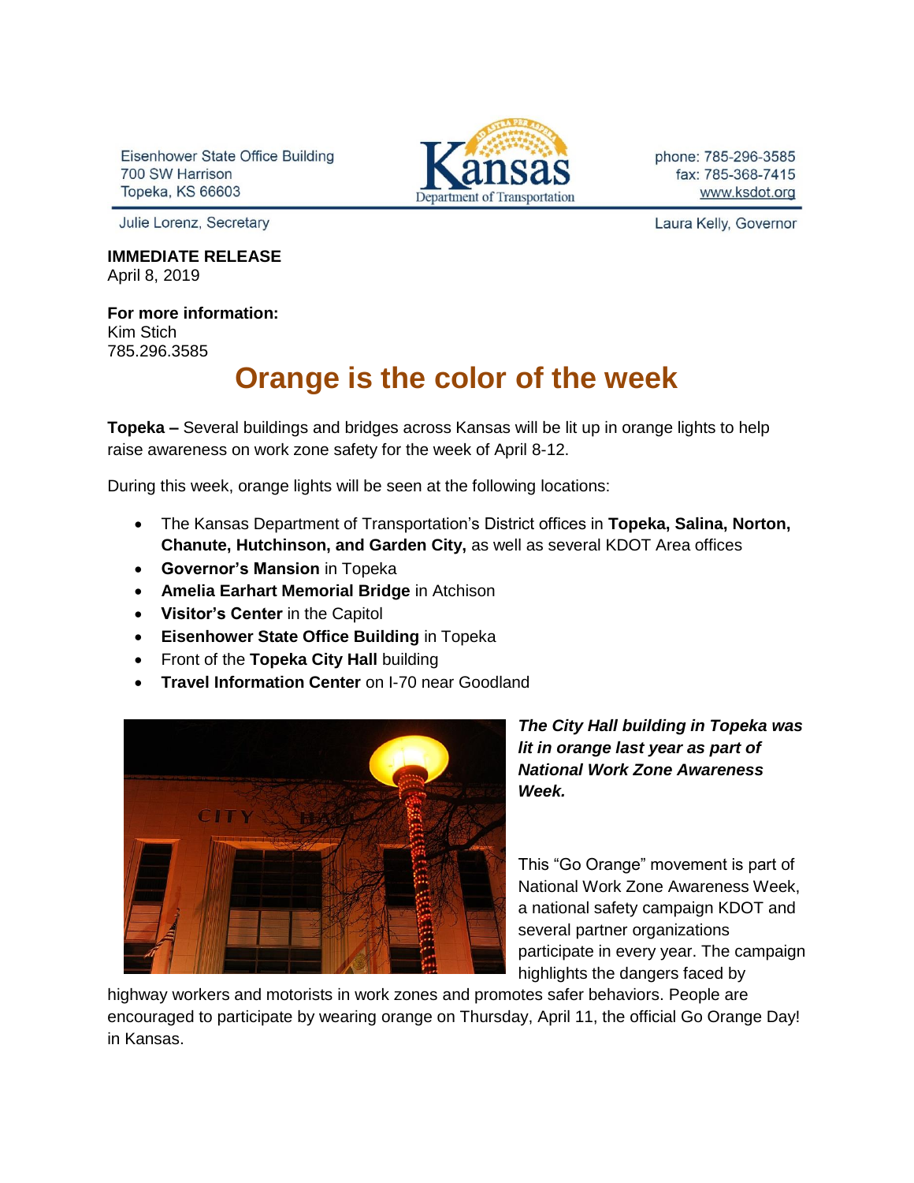Eisenhower State Office Building
700 SW Harrison
Topeka, KS 66603

Kansas Department of Transportation

phone: 785-296-3585
fax: 785-368-7415
www.ksdot.org

Julie Lorenz, Secretary

Laura Kelly, Governor

**IMMEDIATE RELEASE**
April 8, 2019

**For more information:**
Kim Stich
785.296.3585

# Orange is the color of the week

**Topeka –** Several buildings and bridges across Kansas will be lit up in orange lights to help raise awareness on work zone safety for the week of April 8-12.

During this week, orange lights will be seen at the following locations:

- The Kansas Department of Transportation's District offices in **Topeka, Salina, Norton, Chanute, Hutchinson, and Garden City,** as well as several KDOT Area offices
- **Governor's Mansion** in Topeka
- **Amelia Earhart Memorial Bridge** in Atchison
- **Visitor's Center** in the Capitol
- **Eisenhower State Office Building** in Topeka
- Front of the **Topeka City Hall** building
- **Travel Information Center** on I-70 near Goodland

***The City Hall building in Topeka was lit in orange last year as part of National Work Zone Awareness Week.***

This "Go Orange" movement is part of National Work Zone Awareness Week, a national safety campaign KDOT and several partner organizations participate in every year. The campaign highlights the dangers faced by highway workers and motorists in work zones and promotes safer behaviors. People are encouraged to participate by wearing orange on Thursday, April 11, the official Go Orange Day! in Kansas.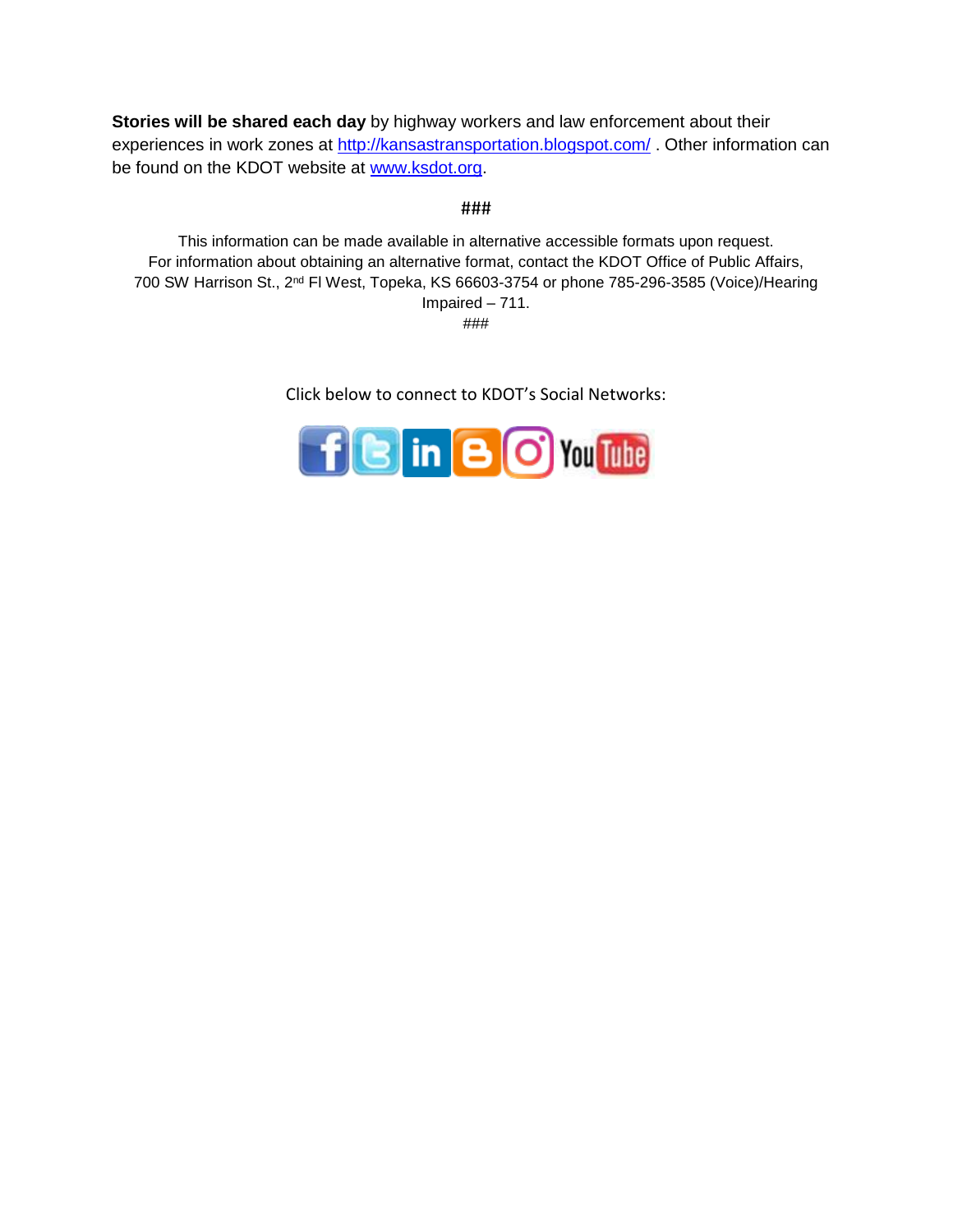**Stories will be shared each day** by highway workers and law enforcement about their experiences in work zones at http://kansastransportation.blogspot.com/ . Other information can be found on the KDOT website at www.ksdot.org.

###

This information can be made available in alternative accessible formats upon request. For information about obtaining an alternative format, contact the KDOT Office of Public Affairs, 700 SW Harrison St., 2nd Fl West, Topeka, KS 66603-3754 or phone 785-296-3585 (Voice)/Hearing Impaired – 711.

###

Click below to connect to KDOT's Social Networks: